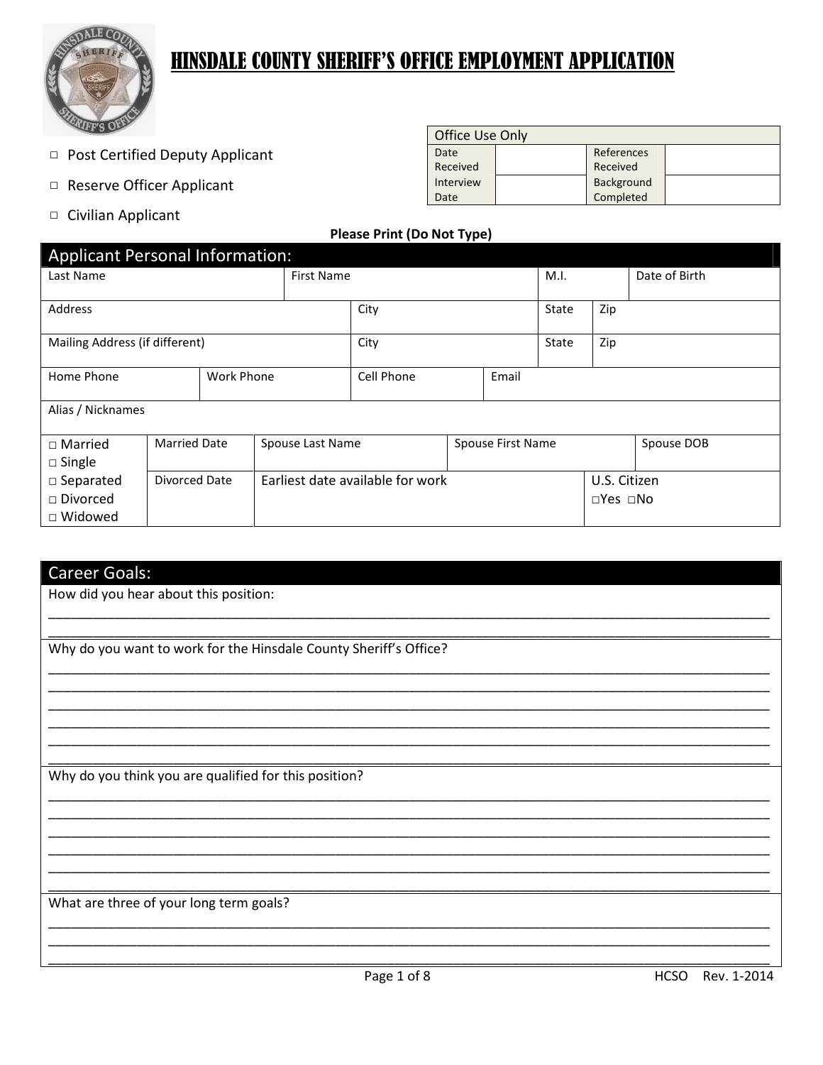# HINSDALE COUNTY SHERIFF'S OFFICE EMPLOYMENT APPLICATION

- □ Post Certified Deputy Applicant
- □ Reserve Officer Applicant
- □ Civilian Applicant

| Office Use Only | | | |
|---|---|---|---|
| Date Received | | References Received | |
| Interview Date | | Background Completed | |

**Please Print (Do Not Type)**

## Applicant Personal Information:

| Last Name | First Name | M.I. | Date of Birth |
|---|---|---|---|
| | | | |

| Address | City | State | Zip |
|---|---|---|---|
| | | | |
| **Mailing Address (if different)** | **City** | **State** | **Zip** |
| | | | |

| Home Phone | Work Phone | Cell Phone | Email |
|---|---|---|---|
| | | | |

| Alias / Nicknames |
|---|
| |

| □ Married □ Single | Married Date | Spouse Last Name | Spouse First Name | Spouse DOB |
|---|---|---|---|---|
| □ Separated □ Divorced □ Widowed | Divorced Date | Earliest date available for work | | U.S. Citizen □Yes □No |

## Career Goals:

How did you hear about this position:

______________________________________________________________________________

______________________________________________________________________________

Why do you want to work for the Hinsdale County Sheriff's Office?

______________________________________________________________________________

______________________________________________________________________________

______________________________________________________________________________

______________________________________________________________________________

______________________________________________________________________________

______________________________________________________________________________

Why do you think you are qualified for this position?

______________________________________________________________________________

______________________________________________________________________________

______________________________________________________________________________

______________________________________________________________________________

______________________________________________________________________________

______________________________________________________________________________

What are three of your long term goals?

______________________________________________________________________________

______________________________________________________________________________

______________________________________________________________________________

HCSO Rev. 1-2014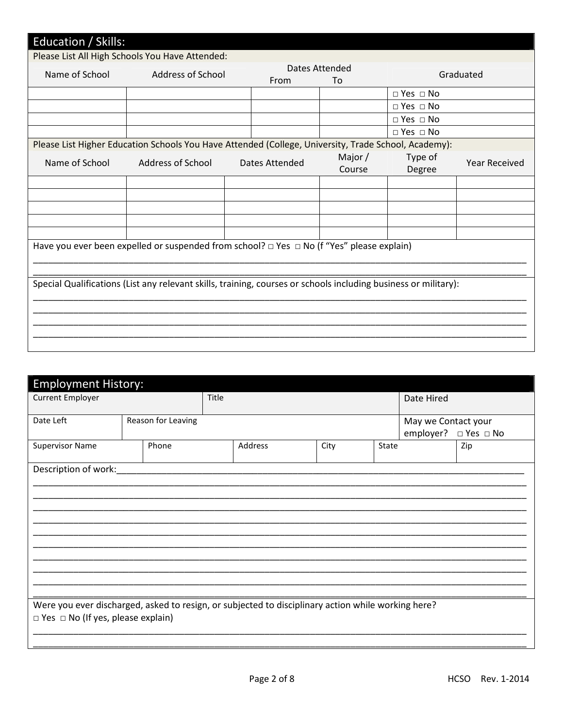## Education / Skills:

Please List All High Schools You Have Attended:

| Name of School | Address of School | Dates Attended From | To | Graduated |
|---|---|---|---|---|
| | | | | □ Yes □ No |
| | | | | □ Yes □ No |
| | | | | □ Yes □ No |
| | | | | □ Yes □ No |

Please List Higher Education Schools You Have Attended (College, University, Trade School, Academy):

| Name of School | Address of School | Dates Attended | Major / Course | Type of Degree | Year Received |
|---|---|---|---|---|---|
| | | | | | |
| | | | | | |
| | | | | | |
| | | | | | |
| | | | | | |

Have you ever been expelled or suspended from school? □ Yes □ No (f "Yes" please explain)

_______________________________________________________________________________________________

Special Qualifications (List any relevant skills, training, courses or schools including business or military):

_______________________________________________________________________________________________
_______________________________________________________________________________________________
_______________________________________________________________________________________________
_______________________________________________________________________________________________

## Employment History:

| Current Employer | Title | Date Hired |
|---|---|---|
| | | |

| Date Left | Reason for Leaving | May we Contact your employer? □ Yes □ No |
|---|---|---|
| | | |

| Supervisor Name | Phone | Address | City | State | Zip |
|---|---|---|---|---|---|
| | | | | | |

Description of work:_______________________________________________________________________________
_______________________________________________________________________________________________
_______________________________________________________________________________________________
_______________________________________________________________________________________________
_______________________________________________________________________________________________
_______________________________________________________________________________________________
_______________________________________________________________________________________________
_______________________________________________________________________________________________
_______________________________________________________________________________________________
_______________________________________________________________________________________________

Were you ever discharged, asked to resign, or subjected to disciplinary action while working here?
□ Yes □ No (If yes, please explain)

_______________________________________________________________________________________________
_______________________________________________________________________________________________

HCSO Rev. 1-2014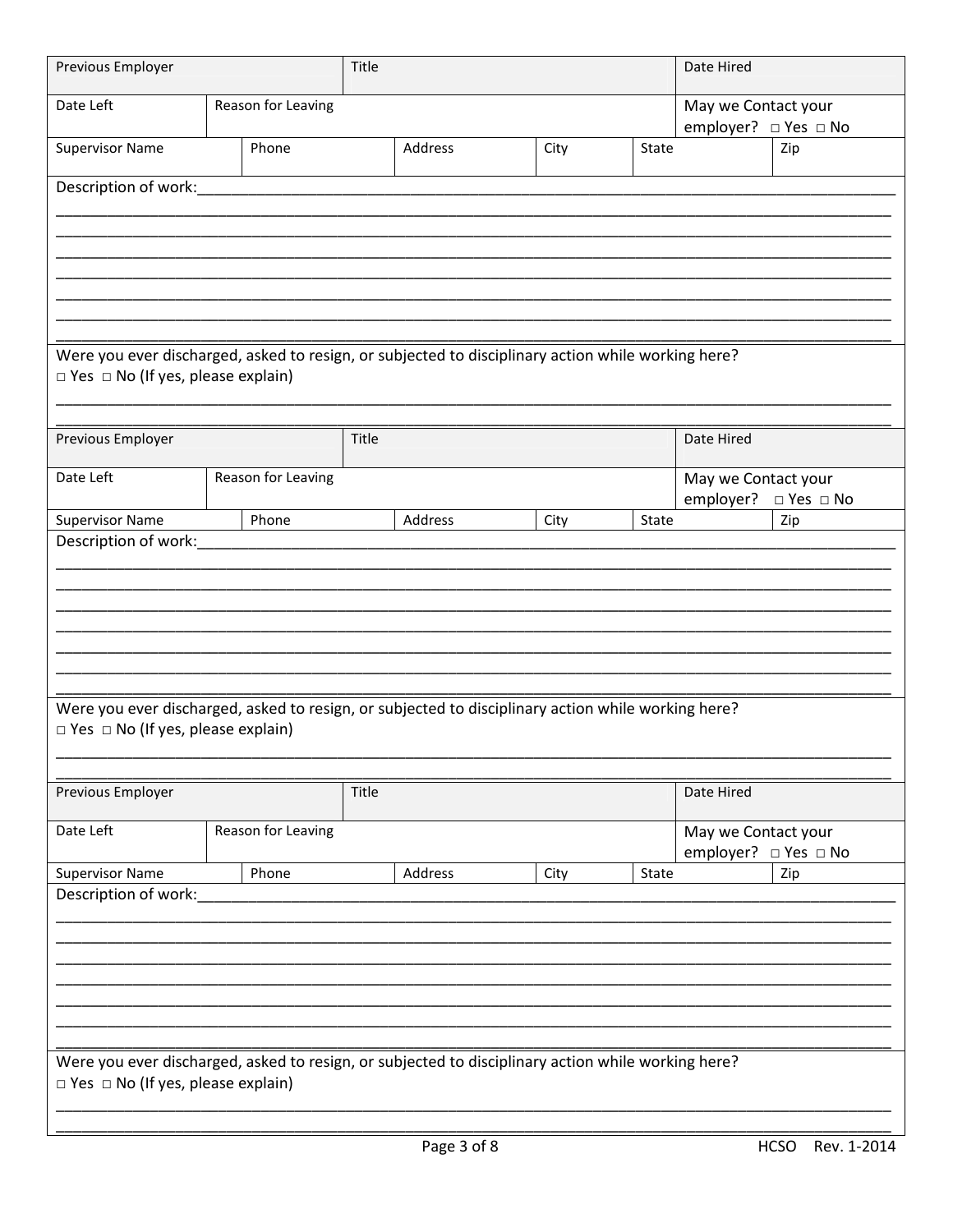| Previous Employer | | Title | | | | Date Hired |
|---|---|---|---|---|---|---|
| Date Left | Reason for Leaving | | | | | May we Contact your employer? □ Yes □ No |
| Supervisor Name | Phone | | Address | City | State | Zip |

Description of work:_______________________________________________________________________________

_______________________________________________________________________________

_______________________________________________________________________________

_______________________________________________________________________________

_______________________________________________________________________________

_______________________________________________________________________________

_______________________________________________________________________________

_______________________________________________________________________________

Were you ever discharged, asked to resign, or subjected to disciplinary action while working here?
□ Yes □ No (If yes, please explain)

_______________________________________________________________________________

_______________________________________________________________________________

| Previous Employer | | Title | | | | Date Hired |
|---|---|---|---|---|---|---|
| Date Left | Reason for Leaving | | | | | May we Contact your employer? □ Yes □ No |
| Supervisor Name | Phone | | Address | City | State | Zip |

Description of work:_______________________________________________________________________________

_______________________________________________________________________________

_______________________________________________________________________________

_______________________________________________________________________________

_______________________________________________________________________________

_______________________________________________________________________________

_______________________________________________________________________________

_______________________________________________________________________________

Were you ever discharged, asked to resign, or subjected to disciplinary action while working here?
□ Yes □ No (If yes, please explain)

_______________________________________________________________________________

_______________________________________________________________________________

| Previous Employer | | Title | | | | Date Hired |
|---|---|---|---|---|---|---|
| Date Left | Reason for Leaving | | | | | May we Contact your employer? □ Yes □ No |
| Supervisor Name | Phone | | Address | City | State | Zip |

Description of work:_______________________________________________________________________________

_______________________________________________________________________________

_______________________________________________________________________________

_______________________________________________________________________________

_______________________________________________________________________________

_______________________________________________________________________________

_______________________________________________________________________________

_______________________________________________________________________________

Were you ever discharged, asked to resign, or subjected to disciplinary action while working here?
□ Yes □ No (If yes, please explain)

_______________________________________________________________________________

_______________________________________________________________________________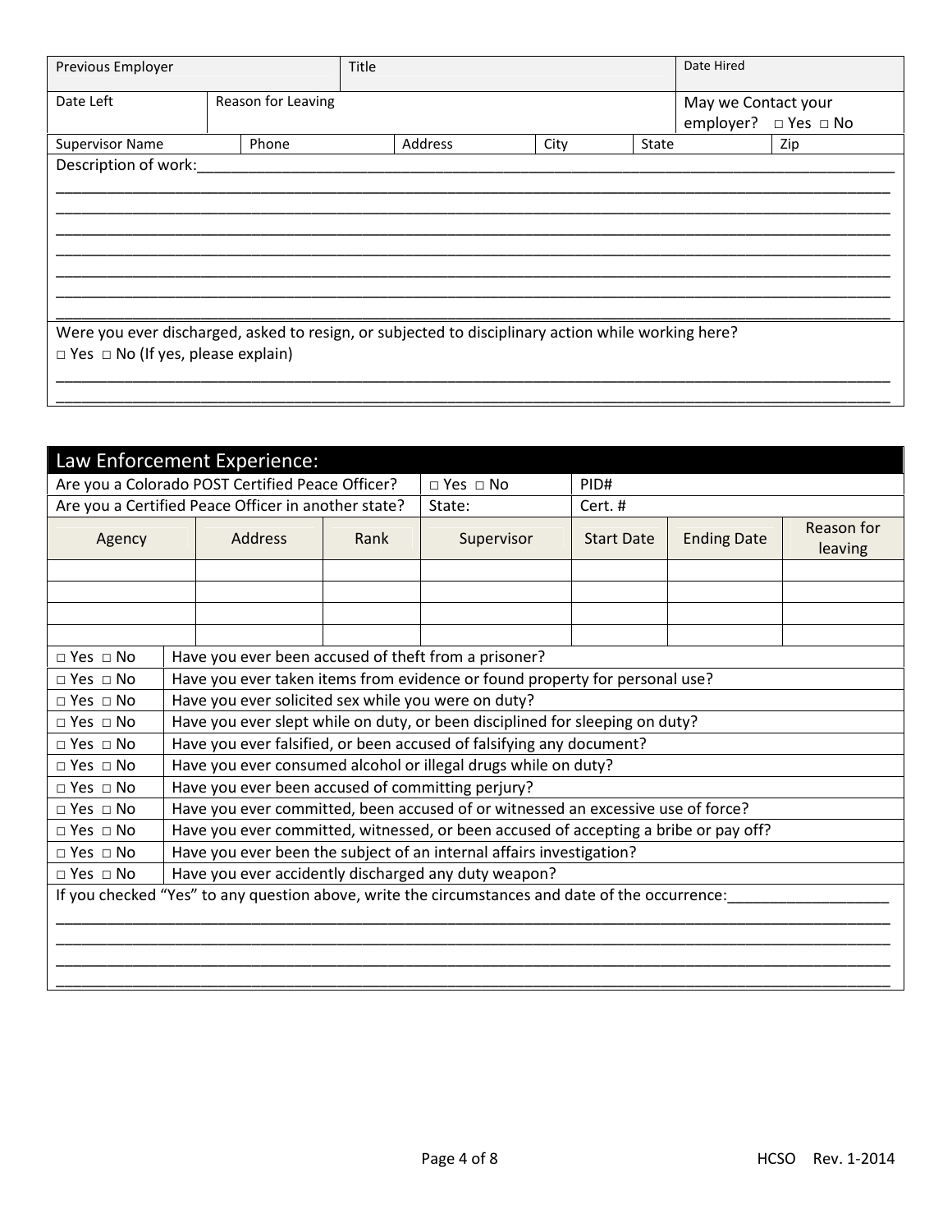| Previous Employer | Title | Date Hired |
|---|---|---|
| Date Left | Reason for Leaving | May we Contact your employer? □ Yes □ No |

| Supervisor Name | Phone | Address | City | State | Zip |
|---|---|---|---|---|---|
| | | | | | |

Description of work:_______________________________________________________________________________

___________________________________________________________________________________________

___________________________________________________________________________________________

___________________________________________________________________________________________

___________________________________________________________________________________________

___________________________________________________________________________________________

___________________________________________________________________________________________

___________________________________________________________________________________________

Were you ever discharged, asked to resign, or subjected to disciplinary action while working here?
□ Yes □ No (If yes, please explain)

___________________________________________________________________________________________

___________________________________________________________________________________________

## Law Enforcement Experience:

| Are you a Colorado POST Certified Peace Officer? | □ Yes □ No | PID# |
|---|---|---|
| Are you a Certified Peace Officer in another state? | State: | Cert. # |

| Agency | Address | Rank | Supervisor | Start Date | Ending Date | Reason for leaving |
|---|---|---|---|---|---|---|
| | | | | | | |
| | | | | | | |
| | | | | | | |
| | | | | | | |

| | |
|---|---|
| □ Yes □ No | Have you ever been accused of theft from a prisoner? |
| □ Yes □ No | Have you ever taken items from evidence or found property for personal use? |
| □ Yes □ No | Have you ever solicited sex while you were on duty? |
| □ Yes □ No | Have you ever slept while on duty, or been disciplined for sleeping on duty? |
| □ Yes □ No | Have you ever falsified, or been accused of falsifying any document? |
| □ Yes □ No | Have you ever consumed alcohol or illegal drugs while on duty? |
| □ Yes □ No | Have you ever been accused of committing perjury? |
| □ Yes □ No | Have you ever committed, been accused of or witnessed an excessive use of force? |
| □ Yes □ No | Have you ever committed, witnessed, or been accused of accepting a bribe or pay off? |
| □ Yes □ No | Have you ever been the subject of an internal affairs investigation? |
| □ Yes □ No | Have you ever accidently discharged any duty weapon? |

If you checked "Yes" to any question above, write the circumstances and date of the occurrence:___________________

___________________________________________________________________________________________

___________________________________________________________________________________________

___________________________________________________________________________________________

___________________________________________________________________________________________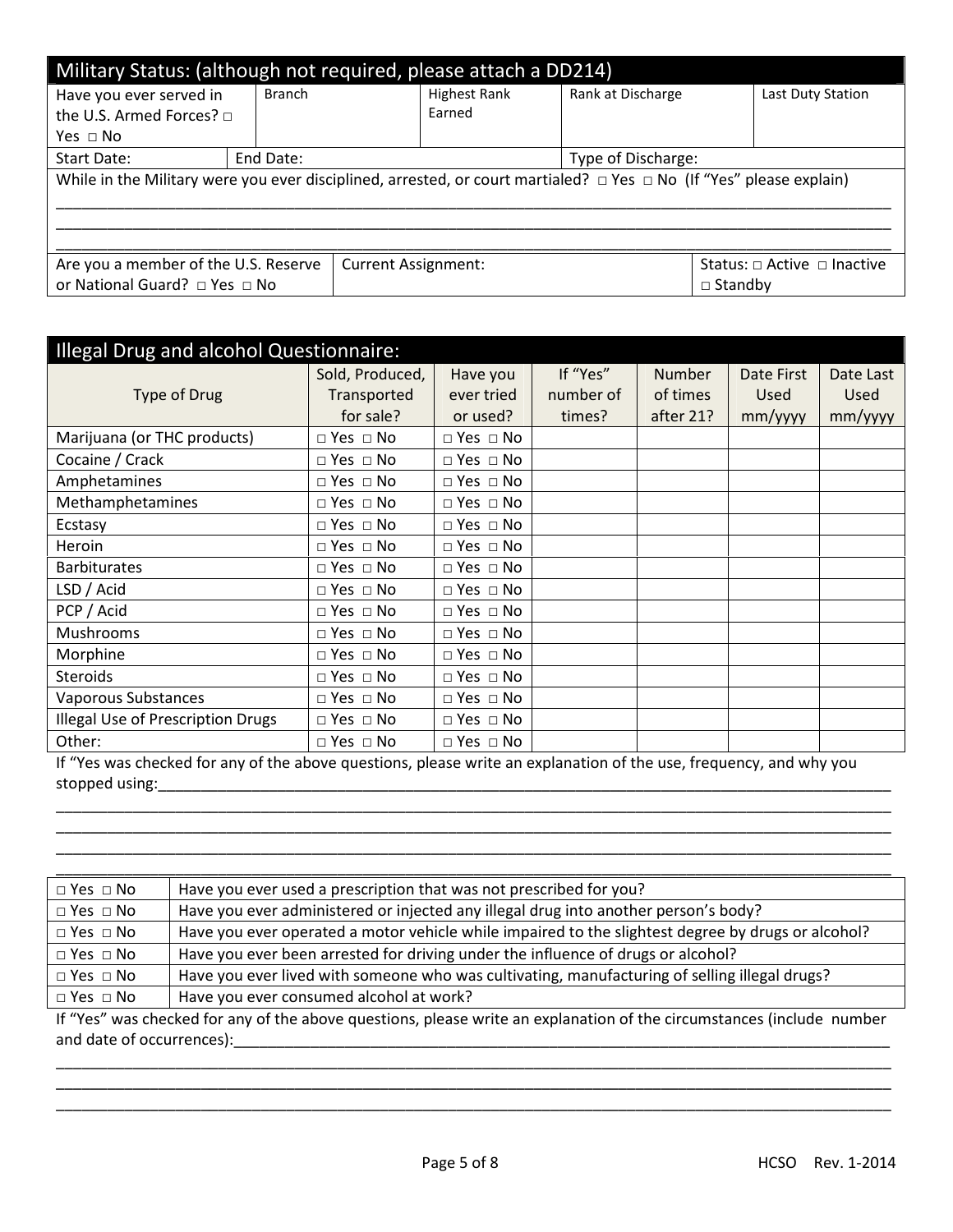## Military Status: (although not required, please attach a DD214)

| Have you ever served in the U.S. Armed Forces? □ Yes □ No | Branch | Highest Rank Earned | Rank at Discharge | Last Duty Station |
|---|---|---|---|---|
| Start Date: | End Date: | | Type of Discharge: | |

While in the Military were you ever disciplined, arrested, or court martialed? □ Yes □ No (If "Yes" please explain)

___________________________________________________________________________________________________

___________________________________________________________________________________________________

___________________________________________________________________________________________________

| Are you a member of the U.S. Reserve or National Guard? □ Yes □ No | Current Assignment: | Status: □ Active □ Inactive □ Standby |
|---|---|---|

## Illegal Drug and alcohol Questionnaire:

| Type of Drug | Sold, Produced, Transported for sale? | Have you ever tried or used? | If "Yes" number of times? | Number of times after 21? | Date First Used mm/yyyy | Date Last Used mm/yyyy |
|---|---|---|---|---|---|---|
| Marijuana (or THC products) | □ Yes □ No | □ Yes □ No | | | | |
| Cocaine / Crack | □ Yes □ No | □ Yes □ No | | | | |
| Amphetamines | □ Yes □ No | □ Yes □ No | | | | |
| Methamphetamines | □ Yes □ No | □ Yes □ No | | | | |
| Ecstasy | □ Yes □ No | □ Yes □ No | | | | |
| Heroin | □ Yes □ No | □ Yes □ No | | | | |
| Barbiturates | □ Yes □ No | □ Yes □ No | | | | |
| LSD / Acid | □ Yes □ No | □ Yes □ No | | | | |
| PCP / Acid | □ Yes □ No | □ Yes □ No | | | | |
| Mushrooms | □ Yes □ No | □ Yes □ No | | | | |
| Morphine | □ Yes □ No | □ Yes □ No | | | | |
| Steroids | □ Yes □ No | □ Yes □ No | | | | |
| Vaporous Substances | □ Yes □ No | □ Yes □ No | | | | |
| Illegal Use of Prescription Drugs | □ Yes □ No | □ Yes □ No | | | | |
| Other: | □ Yes □ No | □ Yes □ No | | | | |

If "Yes was checked for any of the above questions, please write an explanation of the use, frequency, and why you stopped using:_______________________________________________________________________________

___________________________________________________________________________________________________

___________________________________________________________________________________________________

___________________________________________________________________________________________________

___________________________________________________________________________________________________

| | |
|---|---|
| □ Yes □ No | Have you ever used a prescription that was not prescribed for you? |
| □ Yes □ No | Have you ever administered or injected any illegal drug into another person's body? |
| □ Yes □ No | Have you ever operated a motor vehicle while impaired to the slightest degree by drugs or alcohol? |
| □ Yes □ No | Have you ever been arrested for driving under the influence of drugs or alcohol? |
| □ Yes □ No | Have you ever lived with someone who was cultivating, manufacturing of selling illegal drugs? |
| □ Yes □ No | Have you ever consumed alcohol at work? |

If "Yes" was checked for any of the above questions, please write an explanation of the circumstances (include number and date of occurrences):______________________________________________________________________________

___________________________________________________________________________________________________

___________________________________________________________________________________________________

___________________________________________________________________________________________________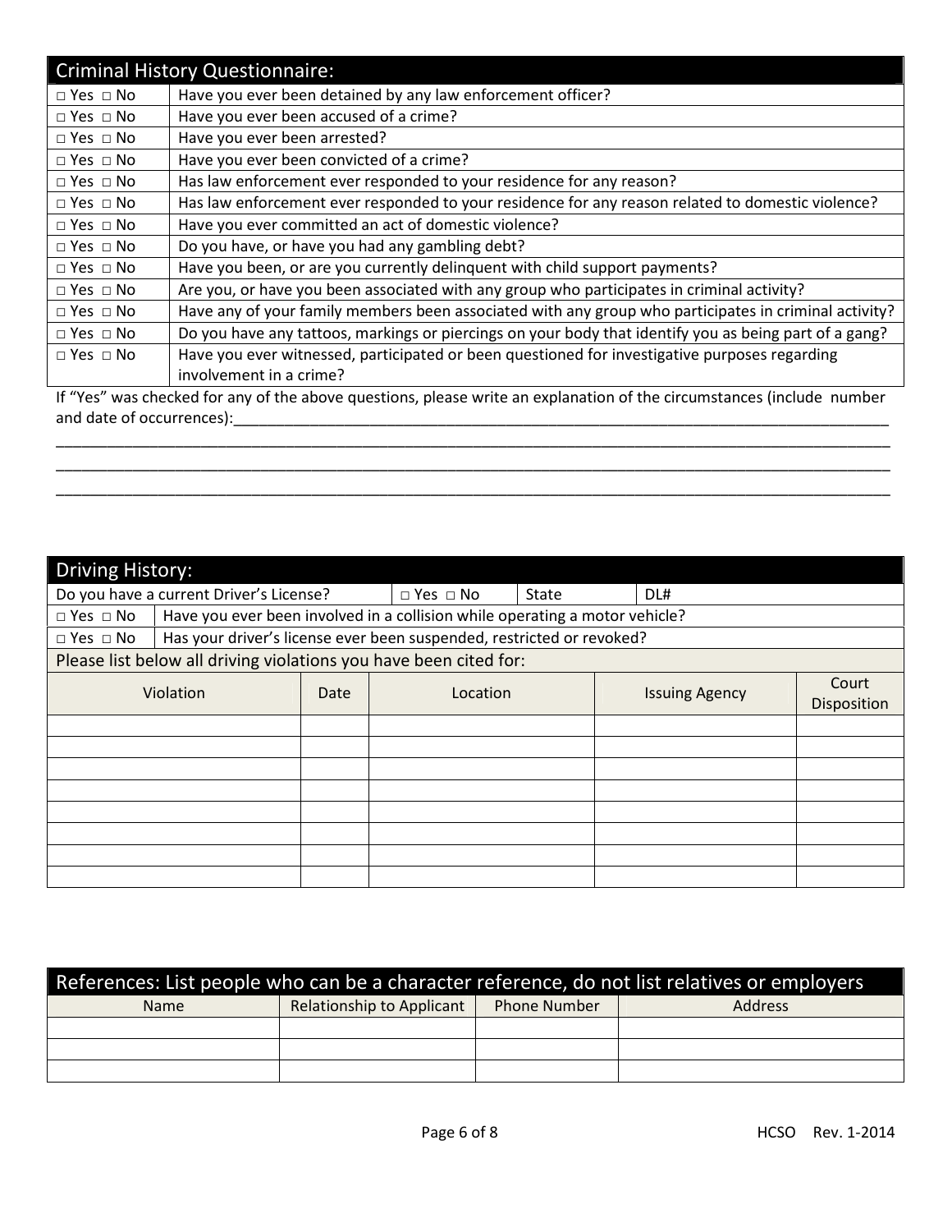## Criminal History Questionnaire:

| | |
|---|---|
| □ Yes □ No | Have you ever been detained by any law enforcement officer? |
| □ Yes □ No | Have you ever been accused of a crime? |
| □ Yes □ No | Have you ever been arrested? |
| □ Yes □ No | Have you ever been convicted of a crime? |
| □ Yes □ No | Has law enforcement ever responded to your residence for any reason? |
| □ Yes □ No | Has law enforcement ever responded to your residence for any reason related to domestic violence? |
| □ Yes □ No | Have you ever committed an act of domestic violence? |
| □ Yes □ No | Do you have, or have you had any gambling debt? |
| □ Yes □ No | Have you been, or are you currently delinquent with child support payments? |
| □ Yes □ No | Are you, or have you been associated with any group who participates in criminal activity? |
| □ Yes □ No | Have any of your family members been associated with any group who participates in criminal activity? |
| □ Yes □ No | Do you have any tattoos, markings or piercings on your body that identify you as being part of a gang? |
| □ Yes □ No | Have you ever witnessed, participated or been questioned for investigative purposes regarding involvement in a crime? |

If "Yes" was checked for any of the above questions, please write an explanation of the circumstances (include number and date of occurrences):_______________________________________________________________________________

_____________________________________________________________________________________________________

_____________________________________________________________________________________________________

_____________________________________________________________________________________________________

## Driving History:

| Do you have a current Driver's License? | □ Yes □ No | State | DL# |
|---|---|---|---|

| | |
|---|---|
| □ Yes □ No | Have you ever been involved in a collision while operating a motor vehicle? |
| □ Yes □ No | Has your driver's license ever been suspended, restricted or revoked? |

Please list below all driving violations you have been cited for:

| Violation | Date | Location | Issuing Agency | Court Disposition |
|---|---|---|---|---|
| | | | | |
| | | | | |
| | | | | |
| | | | | |
| | | | | |
| | | | | |
| | | | | |
| | | | | |

## References: List people who can be a character reference, do not list relatives or employers

| Name | Relationship to Applicant | Phone Number | Address |
|---|---|---|---|
| | | | |
| | | | |
| | | | |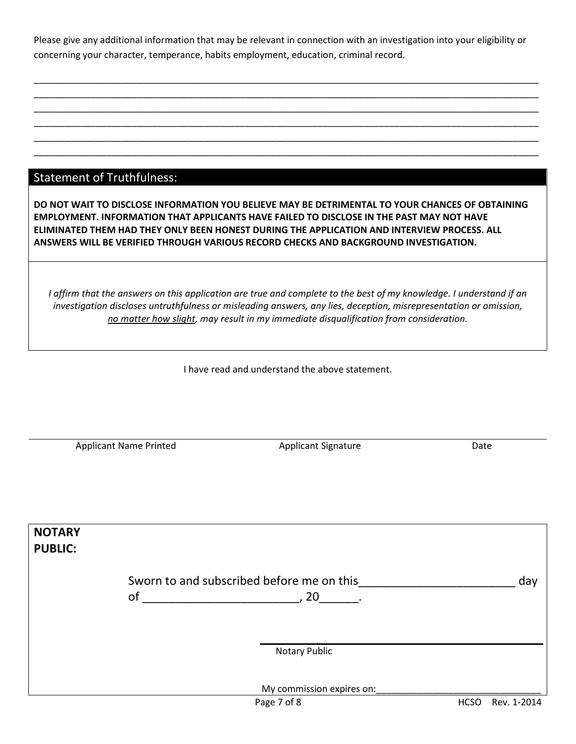Please give any additional information that may be relevant in connection with an investigation into your eligibility or concerning your character, temperance, habits employment, education, criminal record.

_______________________________________________________________________________________________
_______________________________________________________________________________________________
_______________________________________________________________________________________________
_______________________________________________________________________________________________
_______________________________________________________________________________________________
_______________________________________________________________________________________________

## Statement of Truthfulness:

**DO NOT WAIT TO DISCLOSE INFORMATION YOU BELIEVE MAY BE DETRIMENTAL TO YOUR CHANCES OF OBTAINING EMPLOYMENT. INFORMATION THAT APPLICANTS HAVE FAILED TO DISCLOSE IN THE PAST MAY NOT HAVE ELIMINATED THEM HAD THEY ONLY BEEN HONEST DURING THE APPLICATION AND INTERVIEW PROCESS. ALL ANSWERS WILL BE VERIFIED THROUGH VARIOUS RECORD CHECKS AND BACKGROUND INVESTIGATION.**

*I affirm that the answers on this application are true and complete to the best of my knowledge. I understand if an investigation discloses untruthfulness or misleading answers, any lies, deception, misrepresentation or omission, <u>no matter how slight</u>, may result in my immediate disqualification from consideration.*

I have read and understand the above statement.

_______________________________________________________________________________________________

Applicant Name Printed          Applicant Signature          Date

**NOTARY PUBLIC:**

Sworn to and subscribed before me on this________________________ day of ________________________, 20______.

_______________________________________

Notary Public

My commission expires on:_______________________________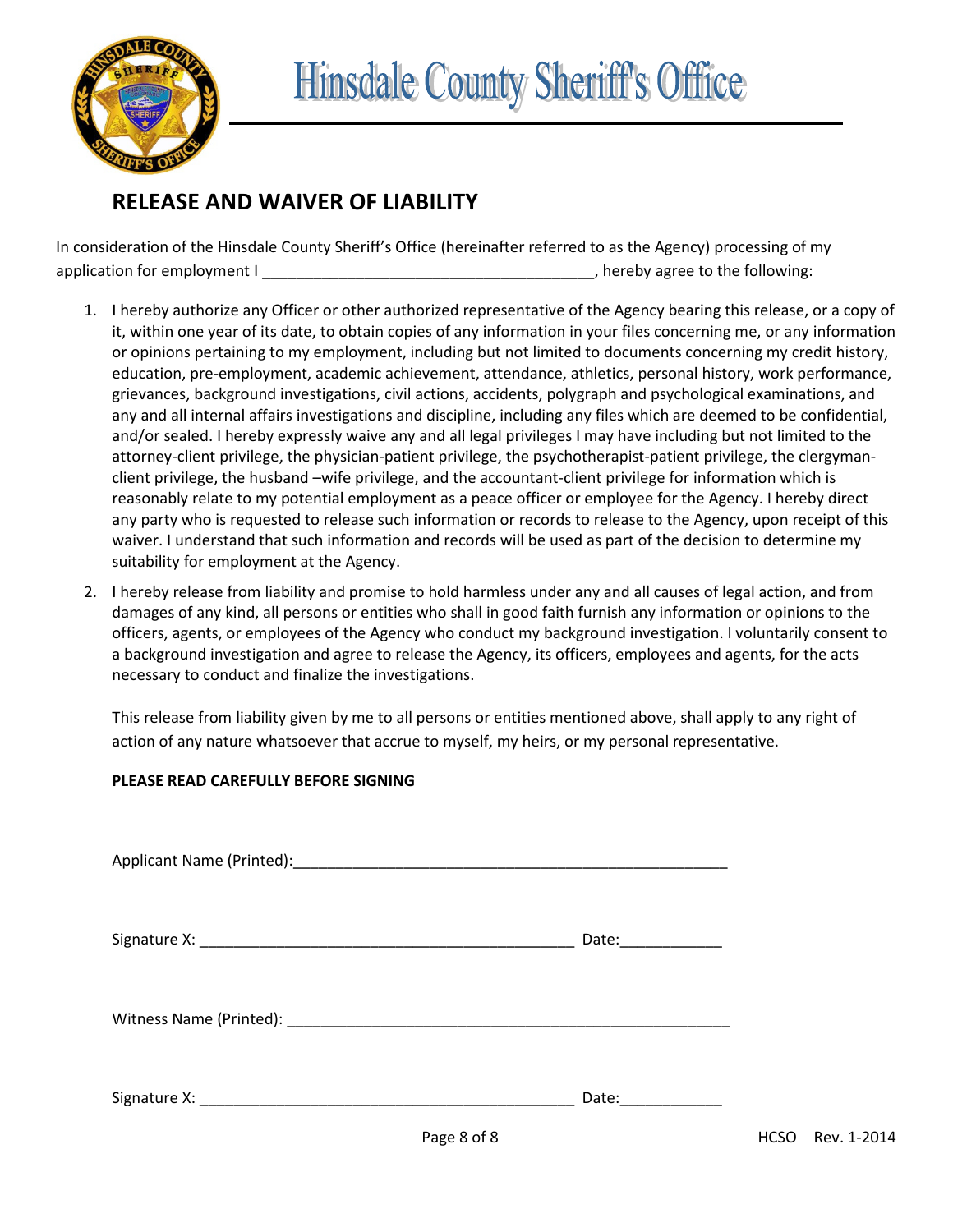# Hinsdale County Sheriff's Office

## RELEASE AND WAIVER OF LIABILITY

In consideration of the Hinsdale County Sheriff's Office (hereinafter referred to as the Agency) processing of my application for employment I _______________________________________, hereby agree to the following:

1. I hereby authorize any Officer or other authorized representative of the Agency bearing this release, or a copy of it, within one year of its date, to obtain copies of any information in your files concerning me, or any information or opinions pertaining to my employment, including but not limited to documents concerning my credit history, education, pre-employment, academic achievement, attendance, athletics, personal history, work performance, grievances, background investigations, civil actions, accidents, polygraph and psychological examinations, and any and all internal affairs investigations and discipline, including any files which are deemed to be confidential, and/or sealed. I hereby expressly waive any and all legal privileges I may have including but not limited to the attorney-client privilege, the physician-patient privilege, the psychotherapist-patient privilege, the clergyman-client privilege, the husband –wife privilege, and the accountant-client privilege for information which is reasonably relate to my potential employment as a peace officer or employee for the Agency. I hereby direct any party who is requested to release such information or records to release to the Agency, upon receipt of this waiver. I understand that such information and records will be used as part of the decision to determine my suitability for employment at the Agency.

2. I hereby release from liability and promise to hold harmless under any and all causes of legal action, and from damages of any kind, all persons or entities who shall in good faith furnish any information or opinions to the officers, agents, or employees of the Agency who conduct my background investigation. I voluntarily consent to a background investigation and agree to release the Agency, its officers, employees and agents, for the acts necessary to conduct and finalize the investigations.

   This release from liability given by me to all persons or entities mentioned above, shall apply to any right of action of any nature whatsoever that accrue to myself, my heirs, or my personal representative.

**PLEASE READ CAREFULLY BEFORE SIGNING**

Applicant Name (Printed):_____________________________________________________

Signature X: _____________________________________________ Date:____________

Witness Name (Printed): _____________________________________________________

Signature X: _____________________________________________ Date:____________

HCSO Rev. 1-2014